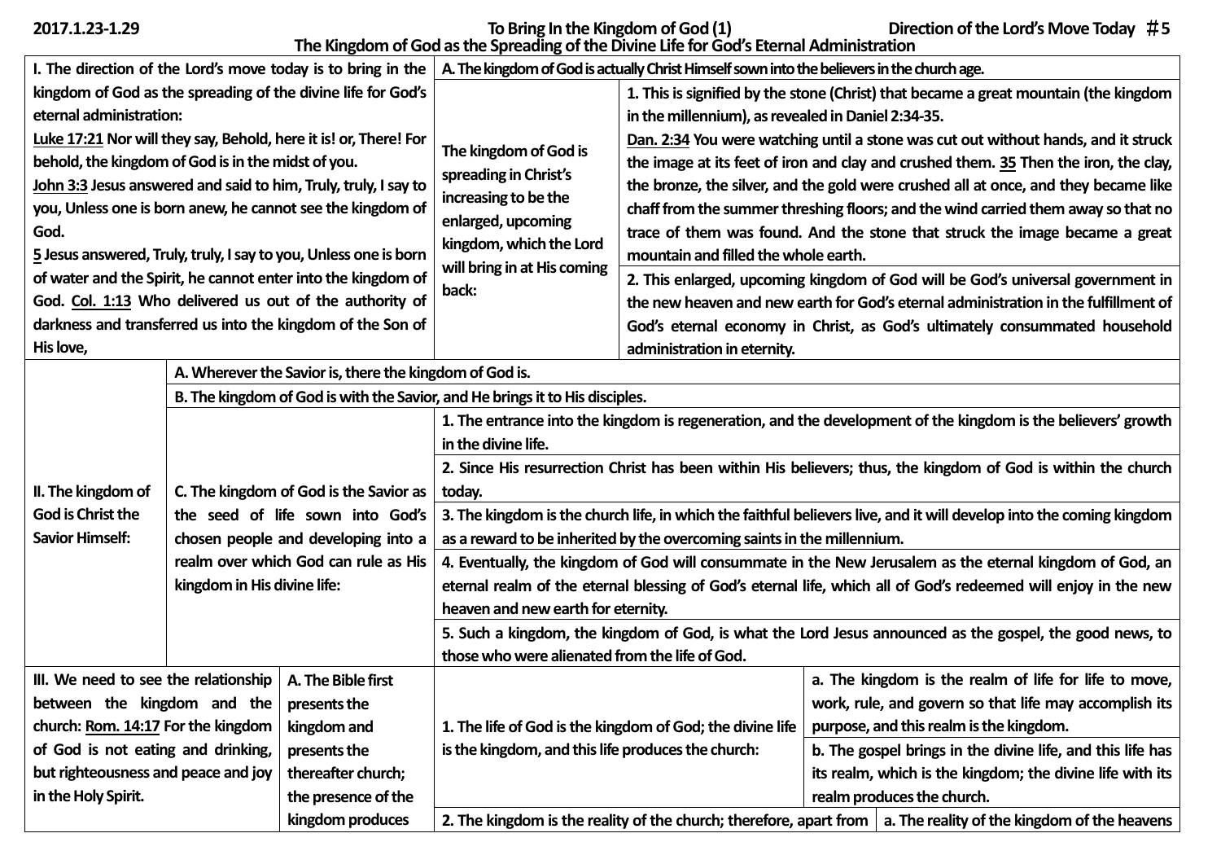**2017.1.23-1.29**

# To Bring In the Kingdom of God (1)

**Direction of the Lord's Move Today #5**

## The Kingdom of God as the Spreading of the Divine Life for God's Eternal Administration

**I. The direction of the Lord's move today is to bring in the kingdom of God as the spreading of the divine life for God's eternal administration:**

**Luke 17:21** Nor will they say, Behold, here it is! or, There! For behold, the kingdom of God is in the midst of you.
**John 3:3** Jesus answered and said to him, Truly, truly, I say to you, Unless one is born anew, he cannot see the kingdom of God.
**5** Jesus answered, Truly, truly, I say to you, Unless one is born of water and the Spirit, he cannot enter into the kingdom of God. **Col. 1:13** Who delivered us out of the authority of darkness and transferred us into the kingdom of the Son of His love,

**A. The kingdom of God is actually Christ Himself sown into the believers in the church age.**

**The kingdom of God is spreading in Christ's increasing to be the enlarged, upcoming kingdom, which the Lord will bring in at His coming back:**

1. This is signified by the stone (Christ) that became a great mountain (the kingdom in the millennium), as revealed in Daniel 2:34-35.
**Dan. 2:34** You were watching until a stone was cut out without hands, and it struck the image at its feet of iron and clay and crushed them. **35** Then the iron, the clay, the bronze, the silver, and the gold were crushed all at once, and they became like chaff from the summer threshing floors; and the wind carried them away so that no trace of them was found. And the stone that struck the image became a great mountain and filled the whole earth.

2. This enlarged, upcoming kingdom of God will be God's universal government in the new heaven and new earth for God's eternal administration in the fulfillment of God's eternal economy in Christ, as God's ultimately consummated household administration in eternity.

**II. The kingdom of God is Christ the Savior Himself:**

**A. Wherever the Savior is, there the kingdom of God is.**

**B. The kingdom of God is with the Savior, and He brings it to His disciples.**

**C. The kingdom of God is the Savior as the seed of life sown into God's chosen people and developing into a realm over which God can rule as His kingdom in His divine life:**

1. The entrance into the kingdom is regeneration, and the development of the kingdom is the believers' growth in the divine life.
2. Since His resurrection Christ has been within His believers; thus, the kingdom of God is within the church today.
3. The kingdom is the church life, in which the faithful believers live, and it will develop into the coming kingdom as a reward to be inherited by the overcoming saints in the millennium.
4. Eventually, the kingdom of God will consummate in the New Jerusalem as the eternal kingdom of God, an eternal realm of the eternal blessing of God's eternal life, which all of God's redeemed will enjoy in the new heaven and new earth for eternity.
5. Such a kingdom, the kingdom of God, is what the Lord Jesus announced as the gospel, the good news, to those who were alienated from the life of God.

**III. We need to see the relationship between the kingdom and the church: Rom. 14:17** For the kingdom of God is not eating and drinking, but righteousness and peace and joy in the Holy Spirit.

**A. The Bible first presents the kingdom and presents the thereafter church; the presence of the kingdom produces**

1. The life of God is the kingdom of God; the divine life is the kingdom, and this life produces the church:
   a. The kingdom is the realm of life for life to move, work, rule, and govern so that life may accomplish its purpose, and this realm is the kingdom.
   b. The gospel brings in the divine life, and this life has its realm, which is the kingdom; the divine life with its realm produces the church.

2. The kingdom is the reality of the church; therefore, apart from
   a. The reality of the kingdom of the heavens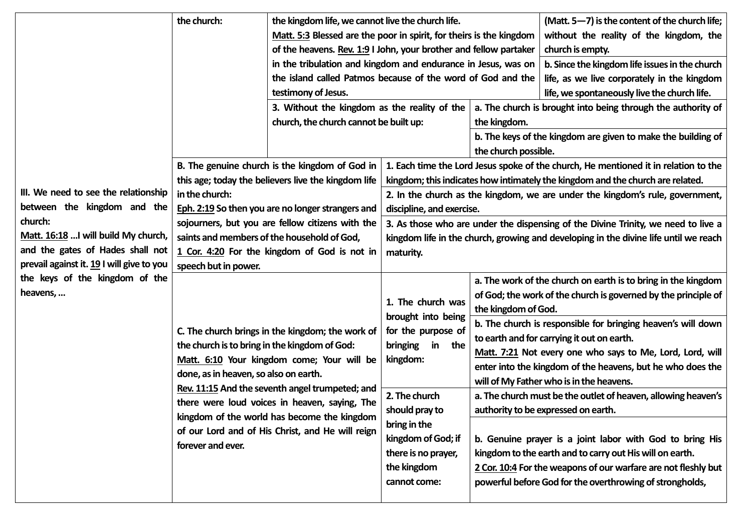| | | | | |
|---|---|---|---|---|
| III. We need to see the relationship between the kingdom and the church: **Matt. 16:18** ...I will build My church, and the gates of Hades shall not prevail against it. **19** I will give to you the keys of the kingdom of the heavens, ... | the church: | the kingdom life, we cannot live the church life. **Matt. 5:3** Blessed are the poor in spirit, for theirs is the kingdom of the heavens. **Rev. 1:9** I John, your brother and fellow partaker in the tribulation and kingdom and endurance in Jesus, was on the island called Patmos because of the word of God and the testimony of Jesus. | | (Matt. 5—7) is the content of the church life; without the reality of the kingdom, the church is empty. |
| | | | | b. Since the kingdom life issues in the church life, as we live corporately in the kingdom life, we spontaneously live the church life. |
| | | 3. Without the kingdom as the reality of the church, the church cannot be built up: | | a. The church is brought into being through the authority of the kingdom. |
| | | | | b. The keys of the kingdom are given to make the building of the church possible. |
| | B. The genuine church is the kingdom of God in this age; today the believers live the kingdom life in the church: **Eph. 2:19** So then you are no longer strangers and sojourners, but you are fellow citizens with the saints and members of the household of God, **1 Cor. 4:20** For the kingdom of God is not in speech but in power. | | 1. Each time the Lord Jesus spoke of the church, He mentioned it in relation to the kingdom; this indicates how intimately the kingdom and the church are related. | |
| | | | 2. In the church as the kingdom, we are under the kingdom's rule, government, discipline, and exercise. | |
| | | | 3. As those who are under the dispensing of the Divine Trinity, we need to live a kingdom life in the church, growing and developing in the divine life until we reach maturity. | |
| | C. The church brings in the kingdom; the work of the church is to bring in the kingdom of God: **Matt. 6:10** Your kingdom come; Your will be done, as in heaven, so also on earth. **Rev. 11:15** And the seventh angel trumpeted; and there were loud voices in heaven, saying, The kingdom of the world has become the kingdom of our Lord and of His Christ, and He will reign forever and ever. | | 1. The church was brought into being for the purpose of bringing in the kingdom: | a. The work of the church on earth is to bring in the kingdom of God; the work of the church is governed by the principle of the kingdom of God. |
| | | | | b. The church is responsible for bringing heaven's will down to earth and for carrying it out on earth. **Matt. 7:21** Not every one who says to Me, Lord, Lord, will enter into the kingdom of the heavens, but he who does the will of My Father who is in the heavens. |
| | | | 2. The church should pray to bring in the kingdom of God; if there is no prayer, the kingdom cannot come: | a. The church must be the outlet of heaven, allowing heaven's authority to be expressed on earth. |
| | | | | b. Genuine prayer is a joint labor with God to bring His kingdom to the earth and to carry out His will on earth. **2 Cor. 10:4** For the weapons of our warfare are not fleshly but powerful before God for the overthrowing of strongholds, |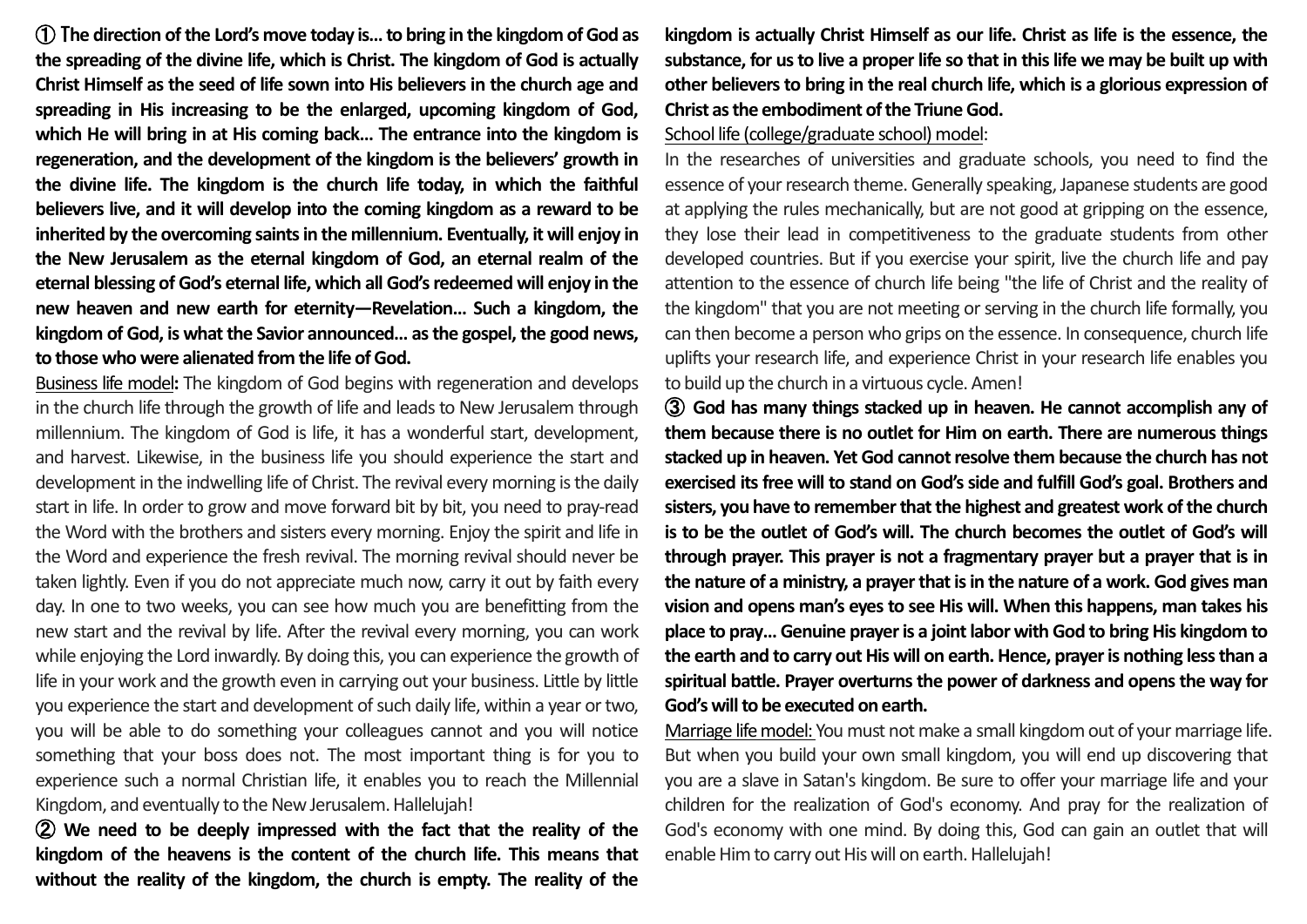**① The direction of the Lord's move today is... to bring in the kingdom of God as the spreading of the divine life, which is Christ. The kingdom of God is actually Christ Himself as the seed of life sown into His believers in the church age and spreading in His increasing to be the enlarged, upcoming kingdom of God, which He will bring in at His coming back... The entrance into the kingdom is regeneration, and the development of the kingdom is the believers' growth in the divine life. The kingdom is the church life today, in which the faithful believers live, and it will develop into the coming kingdom as a reward to be inherited by the overcoming saints in the millennium. Eventually, it will enjoy in the New Jerusalem as the eternal kingdom of God, an eternal realm of the eternal blessing of God's eternal life, which all God's redeemed will enjoy in the new heaven and new earth for eternity—Revelation... Such a kingdom, the kingdom of God, is what the Savior announced... as the gospel, the good news, to those who were alienated from the life of God.**

Business life model**:** The kingdom of God begins with regeneration and develops in the church life through the growth of life and leads to New Jerusalem through millennium. The kingdom of God is life, it has a wonderful start, development, and harvest. Likewise, in the business life you should experience the start and development in the indwelling life of Christ. The revival every morning is the daily start in life. In order to grow and move forward bit by bit, you need to pray-read the Word with the brothers and sisters every morning. Enjoy the spirit and life in the Word and experience the fresh revival. The morning revival should never be taken lightly. Even if you do not appreciate much now, carry it out by faith every day. In one to two weeks, you can see how much you are benefitting from the new start and the revival by life. After the revival every morning, you can work while enjoying the Lord inwardly. By doing this, you can experience the growth of life in your work and the growth even in carrying out your business. Little by little you experience the start and development of such daily life, within a year or two, you will be able to do something your colleagues cannot and you will notice something that your boss does not. The most important thing is for you to experience such a normal Christian life, it enables you to reach the Millennial Kingdom, and eventually to the New Jerusalem. Hallelujah!

**② We need to be deeply impressed with the fact that the reality of the kingdom of the heavens is the content of the church life. This means that without the reality of the kingdom, the church is empty. The reality of the kingdom is actually Christ Himself as our life. Christ as life is the essence, the substance, for us to live a proper life so that in this life we may be built up with other believers to bring in the real church life, which is a glorious expression of Christ as the embodiment of the Triune God.**

School life (college/graduate school) model:

In the researches of universities and graduate schools, you need to find the essence of your research theme. Generally speaking, Japanese students are good at applying the rules mechanically, but are not good at gripping on the essence, they lose their lead in competitiveness to the graduate students from other developed countries. But if you exercise your spirit, live the church life and pay attention to the essence of church life being "the life of Christ and the reality of the kingdom" that you are not meeting or serving in the church life formally, you can then become a person who grips on the essence. In consequence, church life uplifts your research life, and experience Christ in your research life enables you to build up the church in a virtuous cycle. Amen!

**③ God has many things stacked up in heaven. He cannot accomplish any of them because there is no outlet for Him on earth. There are numerous things stacked up in heaven. Yet God cannot resolve them because the church has not exercised its free will to stand on God's side and fulfill God's goal. Brothers and sisters, you have to remember that the highest and greatest work of the church is to be the outlet of God's will. The church becomes the outlet of God's will through prayer. This prayer is not a fragmentary prayer but a prayer that is in the nature of a ministry, a prayer that is in the nature of a work. God gives man vision and opens man's eyes to see His will. When this happens, man takes his place to pray... Genuine prayer is a joint labor with God to bring His kingdom to the earth and to carry out His will on earth. Hence, prayer is nothing less than a spiritual battle. Prayer overturns the power of darkness and opens the way for God's will to be executed on earth.**

Marriage life model: You must not make a small kingdom out of your marriage life. But when you build your own small kingdom, you will end up discovering that you are a slave in Satan's kingdom. Be sure to offer your marriage life and your children for the realization of God's economy. And pray for the realization of God's economy with one mind. By doing this, God can gain an outlet that will enable Him to carry out His will on earth. Hallelujah!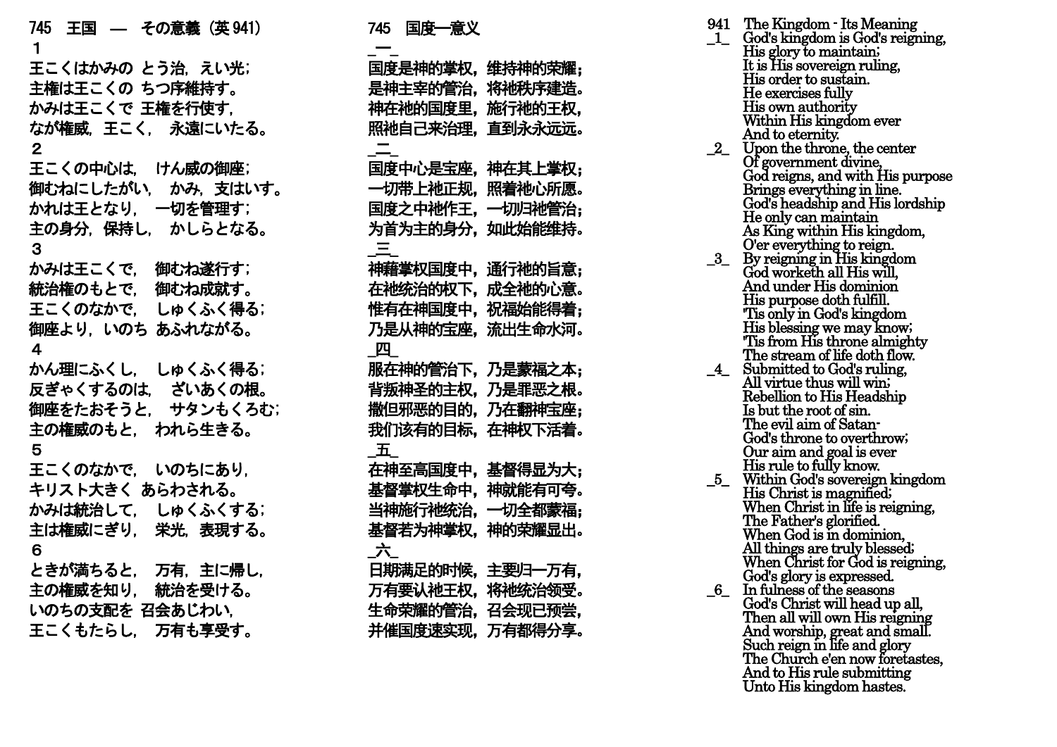## 745　王国 ― その意義（英 941）

１

王こくはかみの とう治，えい光；
主権は王こくの ちつ序維持す。
かみは王こくで 王権を行使す，
なが権威，王こく， 永遠にいたる。

２

王こくの中心は， けん威の御座；
御むねにしたがい， かみ，支はいす。
かれは王となり， 一切を管理す；
主の身分，保持し， かしらとなる。

３

かみは王こくで， 御むね遂行す；
統治権のもとで， 御むね成就す。
王こくのなかで， しゅくふく得る；
御座より，いのち あふれながる。

４

かん理にふくし， しゅくふく得る；
反ぎゃくするのは， ざいあくの根。
御座をたおそうと， サタンもくろむ；
主の権威のもと， われら生きる。

５

王こくのなかで， いのちにあり，
キリスト大きく あらわされる。
かみは統治して， しゅくふくする；
主は権威にぎり， 栄光，表現する。

６

ときが満ちると， 万有，主に帰し，
主の権威を知り， 統治を受ける。
いのちの支配を 召会あじわい，
王こくもたらし， 万有も享受す。

## 745　国度—意义

_一_

国度是神的掌权，维持神的荣耀；
是神主宰的管治，将祂秩序建造。
神在祂的国度里，施行祂的王权，
照祂自己来治理，直到永永远远。

_二_

国度中心是宝座，神在其上掌权；
一切带上祂正规，照着祂心所愿。
国度之中祂作王，一切归祂管治；
为首为主的身分，如此始能维持。

_三_

神藉掌权国度中，通行祂的旨意；
在祂统治的权下，成全祂的心意。
惟有在神国度中，祝福始能得着；
乃是从神的宝座，流出生命水河。

_四_

服在神的管治下，乃是蒙福之本；
背叛神圣的主权，乃是罪恶之根。
撒但邪恶的目的，乃在翻神宝座；
我们该有的目标，在神权下活着。

_五_

在神至高国度中，基督得显为大；
基督掌权生命中，神就能有可夸。
当神施行祂统治，一切全都蒙福；
基督若为神掌权，神的荣耀显出。

_六_

日期满足的时候，主要归一万有，
万有要认祂王权，将祂统治领受。
生命荣耀的管治，召会现已预尝，
并催国度速实现，万有都得分享。

## 941　The Kingdom - Its Meaning

_1_

God's kingdom is God's reigning,
His glory to maintain;
It is His sovereign ruling,
His order to sustain.
He exercises fully
His own authority
Within His kingdom ever
And to eternity.

_2_

Upon the throne, the center
Of government divine,
God reigns, and with His purpose
Brings everything in line.
God's headship and His lordship
He only can maintain
As King within His kingdom,
O'er everything to reign.

_3_

By reigning in His kingdom
God worketh all His will,
And under His dominion
His purpose doth fulfill.
'Tis only in God's kingdom
His blessing we may know;
'Tis from His throne almighty
The stream of life doth flow.

_4_

Submitted to God's ruling,
All virtue thus will win;
Rebellion to His Headship
Is but the root of sin.
The evil aim of Satan-
God's throne to overthrow;
Our aim and goal is ever
His rule to fully know.

_5_

Within God's sovereign kingdom
His Christ is magnified;
When Christ in life is reigning,
The Father's glorified.
When God is in dominion,
All things are truly blessed;
When Christ for God is reigning,
God's glory is expressed.

_6_

In fulness of the seasons
God's Christ will head up all,
Then all will own His reigning
And worship, great and small.
Such reign in life and glory
The Church e'en now foretastes,
And to His rule submitting
Unto His kingdom hastes.